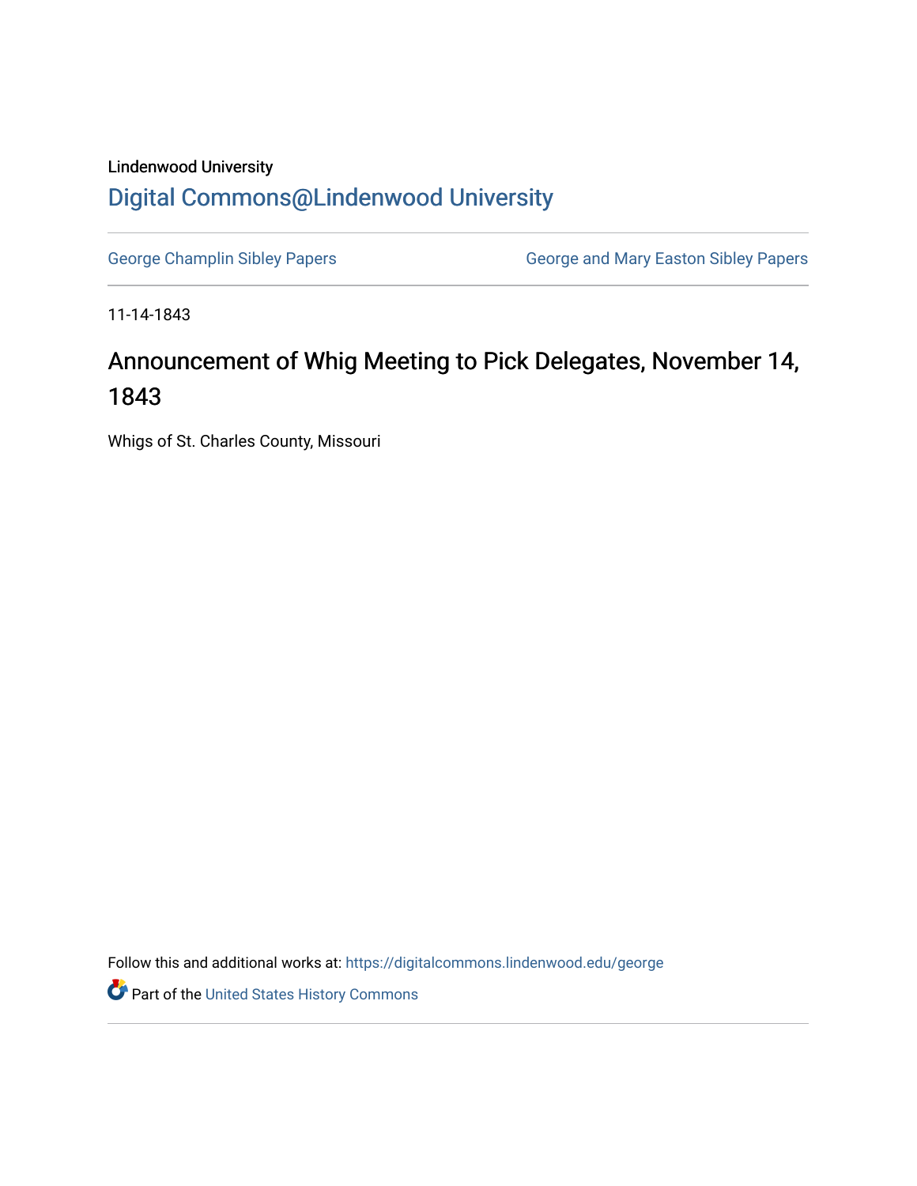Lindenwood University

# Digital Commons@Lindenwood University

George Champlin Sibley Papers

George and Mary Easton Sibley Papers

11-14-1843

## Announcement of Whig Meeting to Pick Delegates, November 14, 1843

Whigs of St. Charles County, Missouri

Follow this and additional works at: https://digitalcommons.lindenwood.edu/george

Part of the United States History Commons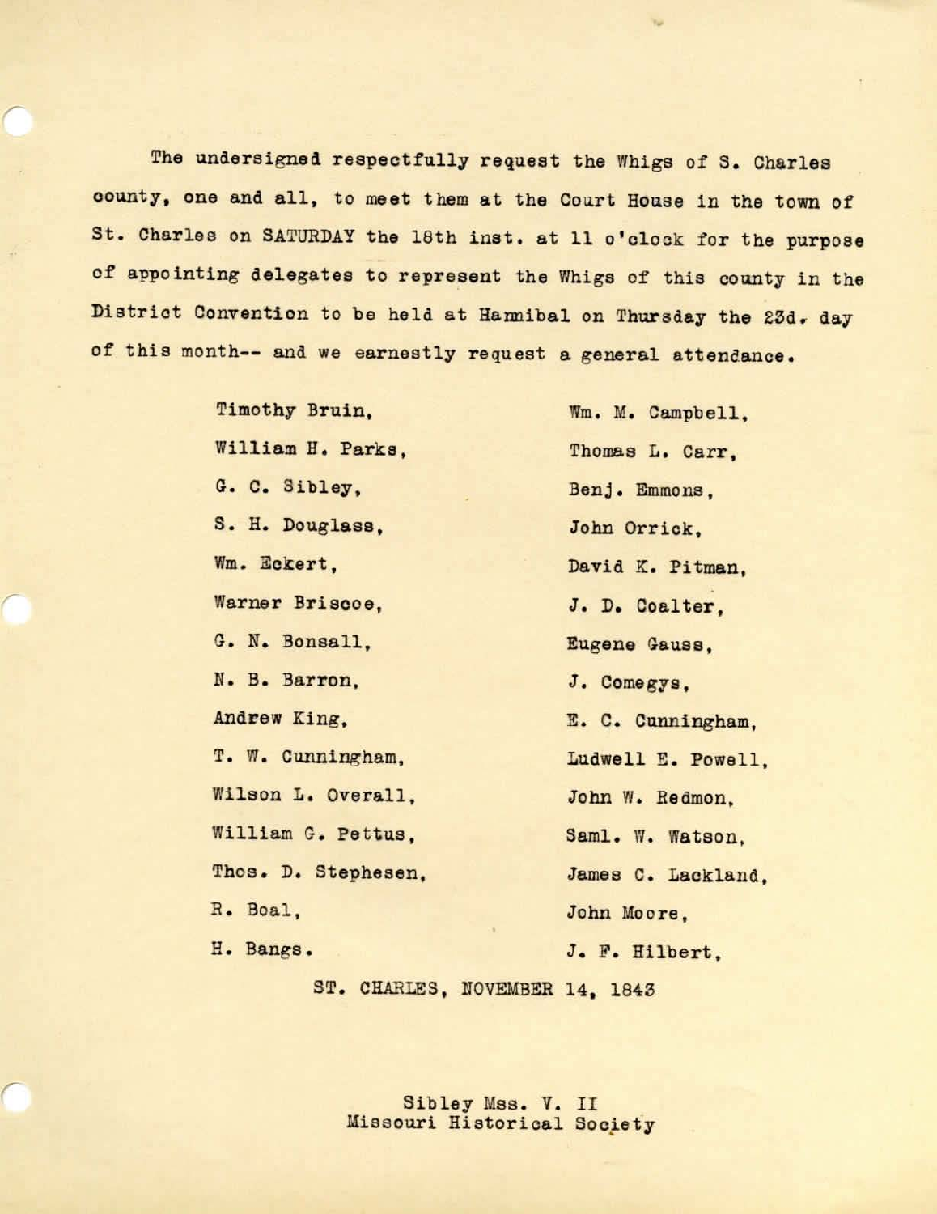The undersigned respectfully request the Whigs of S. Charles county, one and all, to meet them at the Court House in the town of St. Charles on SATURDAY the 18th inst. at 11 o'clock for the purpose of appointing delegates to represent the Whigs of this county in the District Convention to be held at Hannibal on Thursday the 23d. day of this month-- and we earnestly request a general attendance.

| | |
|---|---|
| Timothy Bruin, | Wm. M. Campbell, |
| William H. Parks, | Thomas L. Carr, |
| G. C. Sibley, | Benj. Emmons, |
| S. H. Douglass, | John Orrick, |
| Wm. Eckert, | David K. Pitman, |
| Warner Briscoe, | J. D. Coalter, |
| G. N. Bonsall, | Eugene Gauss, |
| N. B. Barron, | J. Comegys, |
| Andrew King, | E. C. Cunningham, |
| T. W. Cunningham, | Ludwell E. Powell, |
| Wilson L. Overall, | John W. Redmon, |
| William G. Pettus, | Saml. W. Watson, |
| Thos. D. Stephesen, | James C. Lackland, |
| R. Boal, | John Moore, |
| H. Bangs. | J. F. Hilbert, |

ST. CHARLES, NOVEMBER 14, 1843

Sibley Mss. V. II
Missouri Historical Society